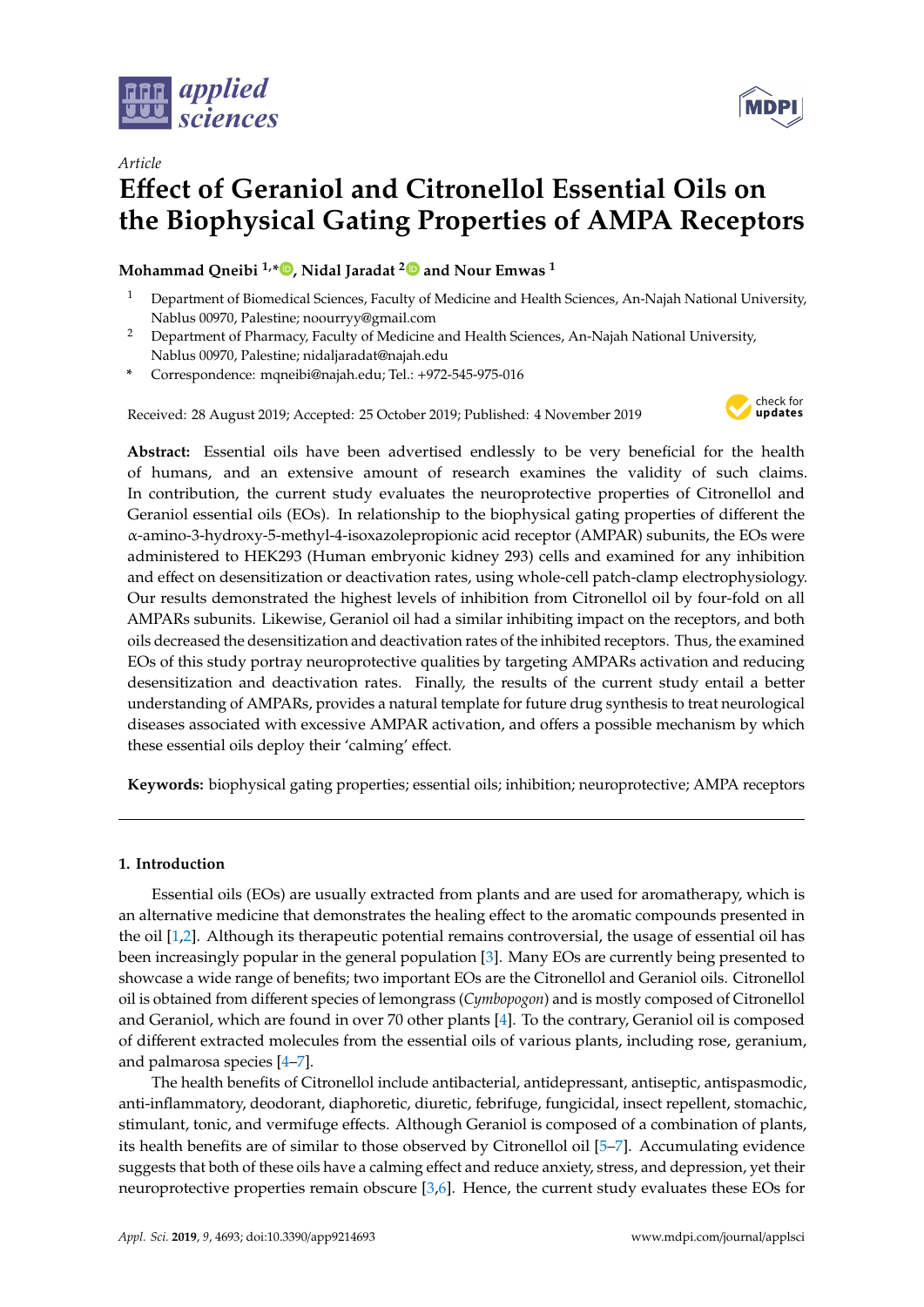*Article*

# Effect of Geraniol and Citronellol Essential Oils on the Biophysical Gating Properties of AMPA Receptors

**Mohammad Qneibi [1,*], Nidal Jaradat [2] and Nour Emwas [1]**

[1] Department of Biomedical Sciences, Faculty of Medicine and Health Sciences, An-Najah National University, Nablus 00970, Palestine; noourryy@gmail.com

[2] Department of Pharmacy, Faculty of Medicine and Health Sciences, An-Najah National University, Nablus 00970, Palestine; nidaljaradat@najah.edu

\* Correspondence: mqneibi@najah.edu; Tel.: +972-545-975-016

Received: 28 August 2019; Accepted: 25 October 2019; Published: 4 November 2019

**Abstract:** Essential oils have been advertised endlessly to be very beneficial for the health of humans, and an extensive amount of research examines the validity of such claims. In contribution, the current study evaluates the neuroprotective properties of Citronellol and Geraniol essential oils (EOs). In relationship to the biophysical gating properties of different the α-amino-3-hydroxy-5-methyl-4-isoxazolepropionic acid receptor (AMPAR) subunits, the EOs were administered to HEK293 (Human embryonic kidney 293) cells and examined for any inhibition and effect on desensitization or deactivation rates, using whole-cell patch-clamp electrophysiology. Our results demonstrated the highest levels of inhibition from Citronellol oil by four-fold on all AMPARs subunits. Likewise, Geraniol oil had a similar inhibiting impact on the receptors, and both oils decreased the desensitization and deactivation rates of the inhibited receptors. Thus, the examined EOs of this study portray neuroprotective qualities by targeting AMPARs activation and reducing desensitization and deactivation rates. Finally, the results of the current study entail a better understanding of AMPARs, provides a natural template for future drug synthesis to treat neurological diseases associated with excessive AMPAR activation, and offers a possible mechanism by which these essential oils deploy their 'calming' effect.

**Keywords:** biophysical gating properties; essential oils; inhibition; neuroprotective; AMPA receptors

## 1. Introduction

Essential oils (EOs) are usually extracted from plants and are used for aromatherapy, which is an alternative medicine that demonstrates the healing effect to the aromatic compounds presented in the oil [1,2]. Although its therapeutic potential remains controversial, the usage of essential oil has been increasingly popular in the general population [3]. Many EOs are currently being presented to showcase a wide range of benefits; two important EOs are the Citronellol and Geraniol oils. Citronellol oil is obtained from different species of lemongrass (*Cymbopogon*) and is mostly composed of Citronellol and Geraniol, which are found in over 70 other plants [4]. To the contrary, Geraniol oil is composed of different extracted molecules from the essential oils of various plants, including rose, geranium, and palmarosa species [4–7].

The health benefits of Citronellol include antibacterial, antidepressant, antiseptic, antispasmodic, anti-inflammatory, deodorant, diaphoretic, diuretic, febrifuge, fungicidal, insect repellent, stomachic, stimulant, tonic, and vermifuge effects. Although Geraniol is composed of a combination of plants, its health benefits are of similar to those observed by Citronellol oil [5–7]. Accumulating evidence suggests that both of these oils have a calming effect and reduce anxiety, stress, and depression, yet their neuroprotective properties remain obscure [3,6]. Hence, the current study evaluates these EOs for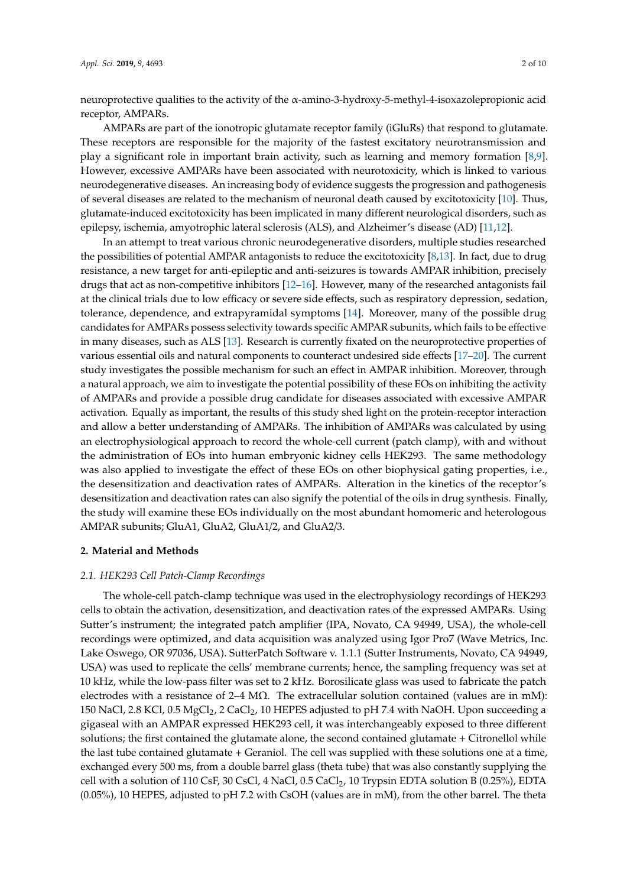neuroprotective qualities to the activity of the α-amino-3-hydroxy-5-methyl-4-isoxazolepropionic acid receptor, AMPARs.

AMPARs are part of the ionotropic glutamate receptor family (iGluRs) that respond to glutamate. These receptors are responsible for the majority of the fastest excitatory neurotransmission and play a significant role in important brain activity, such as learning and memory formation [8,9]. However, excessive AMPARs have been associated with neurotoxicity, which is linked to various neurodegenerative diseases. An increasing body of evidence suggests the progression and pathogenesis of several diseases are related to the mechanism of neuronal death caused by excitotoxicity [10]. Thus, glutamate-induced excitotoxicity has been implicated in many different neurological disorders, such as epilepsy, ischemia, amyotrophic lateral sclerosis (ALS), and Alzheimer's disease (AD) [11,12].

In an attempt to treat various chronic neurodegenerative disorders, multiple studies researched the possibilities of potential AMPAR antagonists to reduce the excitotoxicity [8,13]. In fact, due to drug resistance, a new target for anti-epileptic and anti-seizures is towards AMPAR inhibition, precisely drugs that act as non-competitive inhibitors [12–16]. However, many of the researched antagonists fail at the clinical trials due to low efficacy or severe side effects, such as respiratory depression, sedation, tolerance, dependence, and extrapyramidal symptoms [14]. Moreover, many of the possible drug candidates for AMPARs possess selectivity towards specific AMPAR subunits, which fails to be effective in many diseases, such as ALS [13]. Research is currently fixated on the neuroprotective properties of various essential oils and natural components to counteract undesired side effects [17–20]. The current study investigates the possible mechanism for such an effect in AMPAR inhibition. Moreover, through a natural approach, we aim to investigate the potential possibility of these EOs on inhibiting the activity of AMPARs and provide a possible drug candidate for diseases associated with excessive AMPAR activation. Equally as important, the results of this study shed light on the protein-receptor interaction and allow a better understanding of AMPARs. The inhibition of AMPARs was calculated by using an electrophysiological approach to record the whole-cell current (patch clamp), with and without the administration of EOs into human embryonic kidney cells HEK293. The same methodology was also applied to investigate the effect of these EOs on other biophysical gating properties, i.e., the desensitization and deactivation rates of AMPARs. Alteration in the kinetics of the receptor's desensitization and deactivation rates can also signify the potential of the oils in drug synthesis. Finally, the study will examine these EOs individually on the most abundant homomeric and heterologous AMPAR subunits; GluA1, GluA2, GluA1/2, and GluA2/3.

## 2. Material and Methods

### *2.1. HEK293 Cell Patch-Clamp Recordings*

The whole-cell patch-clamp technique was used in the electrophysiology recordings of HEK293 cells to obtain the activation, desensitization, and deactivation rates of the expressed AMPARs. Using Sutter's instrument; the integrated patch amplifier (IPA, Novato, CA 94949, USA), the whole-cell recordings were optimized, and data acquisition was analyzed using Igor Pro7 (Wave Metrics, Inc. Lake Oswego, OR 97036, USA). SutterPatch Software v. 1.1.1 (Sutter Instruments, Novato, CA 94949, USA) was used to replicate the cells' membrane currents; hence, the sampling frequency was set at 10 kHz, while the low-pass filter was set to 2 kHz. Borosilicate glass was used to fabricate the patch electrodes with a resistance of 2–4 MΩ. The extracellular solution contained (values are in mM): 150 NaCl, 2.8 KCl, 0.5 $MgCl_2$, 2 $CaCl_2$, 10 HEPES adjusted to pH 7.4 with NaOH. Upon succeeding a gigaseal with an AMPAR expressed HEK293 cell, it was interchangeably exposed to three different solutions; the first contained the glutamate alone, the second contained glutamate + Citronellol while the last tube contained glutamate + Geraniol. The cell was supplied with these solutions one at a time, exchanged every 500 ms, from a double barrel glass (theta tube) that was also constantly supplying the cell with a solution of 110 CsF, 30 CsCl, 4 NaCl, 0.5 $CaCl_2$, 10 Trypsin EDTA solution B (0.25%), EDTA (0.05%), 10 HEPES, adjusted to pH 7.2 with CsOH (values are in mM), from the other barrel. The theta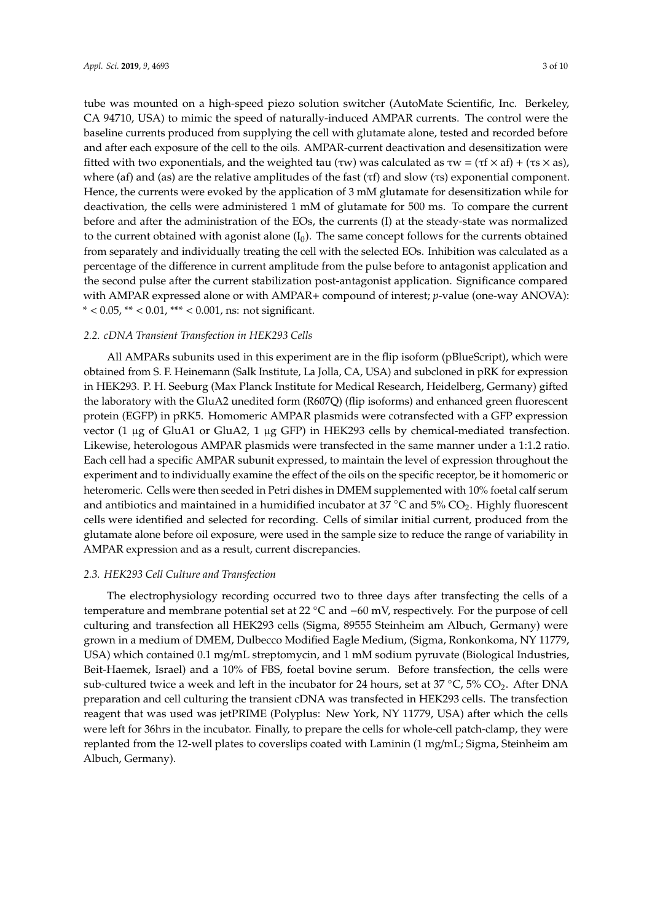tube was mounted on a high-speed piezo solution switcher (AutoMate Scientific, Inc. Berkeley, CA 94710, USA) to mimic the speed of naturally-induced AMPAR currents. The control were the baseline currents produced from supplying the cell with glutamate alone, tested and recorded before and after each exposure of the cell to the oils. AMPAR-current deactivation and desensitization were fitted with two exponentials, and the weighted tau (τw) was calculated as $\tau w = (\tau f \times af) + (\tau s \times as)$, where (af) and (as) are the relative amplitudes of the fast (τf) and slow (τs) exponential component. Hence, the currents were evoked by the application of 3 mM glutamate for desensitization while for deactivation, the cells were administered 1 mM of glutamate for 500 ms. To compare the current before and after the administration of the EOs, the currents (I) at the steady-state was normalized to the current obtained with agonist alone ($I_0$). The same concept follows for the currents obtained from separately and individually treating the cell with the selected EOs. Inhibition was calculated as a percentage of the difference in current amplitude from the pulse before to antagonist application and the second pulse after the current stabilization post-antagonist application. Significance compared with AMPAR expressed alone or with AMPAR+ compound of interest; *p*-value (one-way ANOVA): * < 0.05, ** < 0.01, *** < 0.001, ns: not significant.

### *2.2. cDNA Transient Transfection in HEK293 Cells*

All AMPARs subunits used in this experiment are in the flip isoform (pBlueScript), which were obtained from S. F. Heinemann (Salk Institute, La Jolla, CA, USA) and subcloned in pRK for expression in HEK293. P. H. Seeburg (Max Planck Institute for Medical Research, Heidelberg, Germany) gifted the laboratory with the GluA2 unedited form (R607Q) (flip isoforms) and enhanced green fluorescent protein (EGFP) in pRK5. Homomeric AMPAR plasmids were cotransfected with a GFP expression vector (1 μg of GluA1 or GluA2, 1 μg GFP) in HEK293 cells by chemical-mediated transfection. Likewise, heterologous AMPAR plasmids were transfected in the same manner under a 1:1.2 ratio. Each cell had a specific AMPAR subunit expressed, to maintain the level of expression throughout the experiment and to individually examine the effect of the oils on the specific receptor, be it homomeric or heteromeric. Cells were then seeded in Petri dishes in DMEM supplemented with 10% foetal calf serum and antibiotics and maintained in a humidified incubator at 37 °C and 5% $CO_2$. Highly fluorescent cells were identified and selected for recording. Cells of similar initial current, produced from the glutamate alone before oil exposure, were used in the sample size to reduce the range of variability in AMPAR expression and as a result, current discrepancies.

### *2.3. HEK293 Cell Culture and Transfection*

The electrophysiology recording occurred two to three days after transfecting the cells of a temperature and membrane potential set at 22 °C and −60 mV, respectively. For the purpose of cell culturing and transfection all HEK293 cells (Sigma, 89555 Steinheim am Albuch, Germany) were grown in a medium of DMEM, Dulbecco Modified Eagle Medium, (Sigma, Ronkonkoma, NY 11779, USA) which contained 0.1 mg/mL streptomycin, and 1 mM sodium pyruvate (Biological Industries, Beit-Haemek, Israel) and a 10% of FBS, foetal bovine serum. Before transfection, the cells were sub-cultured twice a week and left in the incubator for 24 hours, set at 37 °C, 5% $CO_2$. After DNA preparation and cell culturing the transient cDNA was transfected in HEK293 cells. The transfection reagent that was used was jetPRIME (Polyplus: New York, NY 11779, USA) after which the cells were left for 36hrs in the incubator. Finally, to prepare the cells for whole-cell patch-clamp, they were replanted from the 12-well plates to coverslips coated with Laminin (1 mg/mL; Sigma, Steinheim am Albuch, Germany).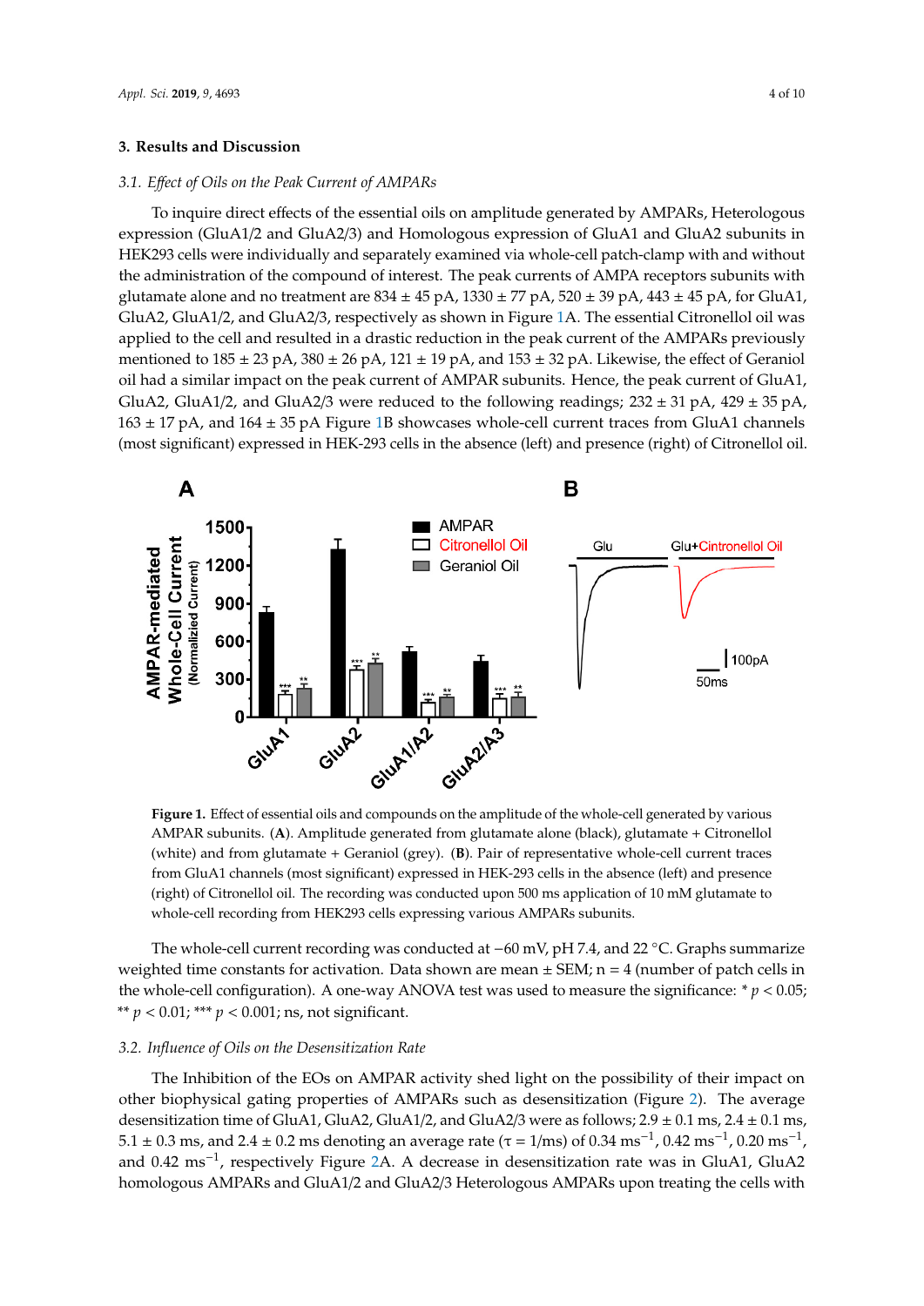## 3. Results and Discussion

### 3.1. Effect of Oils on the Peak Current of AMPARs

To inquire direct effects of the essential oils on amplitude generated by AMPARs, Heterologous expression (GluA1/2 and GluA2/3) and Homologous expression of GluA1 and GluA2 subunits in HEK293 cells were individually and separately examined via whole-cell patch-clamp with and without the administration of the compound of interest. The peak currents of AMPA receptors subunits with glutamate alone and no treatment are 834 ± 45 pA, 1330 ± 77 pA, 520 ± 39 pA, 443 ± 45 pA, for GluA1, GluA2, GluA1/2, and GluA2/3, respectively as shown in Figure 1A. The essential Citronellol oil was applied to the cell and resulted in a drastic reduction in the peak current of the AMPARs previously mentioned to 185 ± 23 pA, 380 ± 26 pA, 121 ± 19 pA, and 153 ± 32 pA. Likewise, the effect of Geraniol oil had a similar impact on the peak current of AMPAR subunits. Hence, the peak current of GluA1, GluA2, GluA1/2, and GluA2/3 were reduced to the following readings; 232 ± 31 pA, 429 ± 35 pA, 163 ± 17 pA, and 164 ± 35 pA Figure 1B showcases whole-cell current traces from GluA1 channels (most significant) expressed in HEK-293 cells in the absence (left) and presence (right) of Citronellol oil.

**Figure 1.** Effect of essential oils and compounds on the amplitude of the whole-cell generated by various AMPAR subunits. (**A**). Amplitude generated from glutamate alone (black), glutamate + Citronellol (white) and from glutamate + Geraniol (grey). (**B**). Pair of representative whole-cell current traces from GluA1 channels (most significant) expressed in HEK-293 cells in the absence (left) and presence (right) of Citronellol oil. The recording was conducted upon 500 ms application of 10 mM glutamate to whole-cell recording from HEK293 cells expressing various AMPARs subunits.

The whole-cell current recording was conducted at −60 mV, pH 7.4, and 22 °C. Graphs summarize weighted time constants for activation. Data shown are mean ± SEM; n = 4 (number of patch cells in the whole-cell configuration). A one-way ANOVA test was used to measure the significance: * $p < 0.05$; ** $p < 0.01$; *** $p < 0.001$; ns, not significant.

### 3.2. Influence of Oils on the Desensitization Rate

The Inhibition of the EOs on AMPAR activity shed light on the possibility of their impact on other biophysical gating properties of AMPARs such as desensitization (Figure 2). The average desensitization time of GluA1, GluA2, GluA1/2, and GluA2/3 were as follows; 2.9 ± 0.1 ms, 2.4 ± 0.1 ms, 5.1 ± 0.3 ms, and 2.4 ± 0.2 ms denoting an average rate ($\tau$ = 1/ms) of 0.34 $ms^{-1}$, 0.42 $ms^{-1}$, 0.20 $ms^{-1}$, and 0.42 $ms^{-1}$, respectively Figure 2A. A decrease in desensitization rate was in GluA1, GluA2 homologous AMPARs and GluA1/2 and GluA2/3 Heterologous AMPARs upon treating the cells with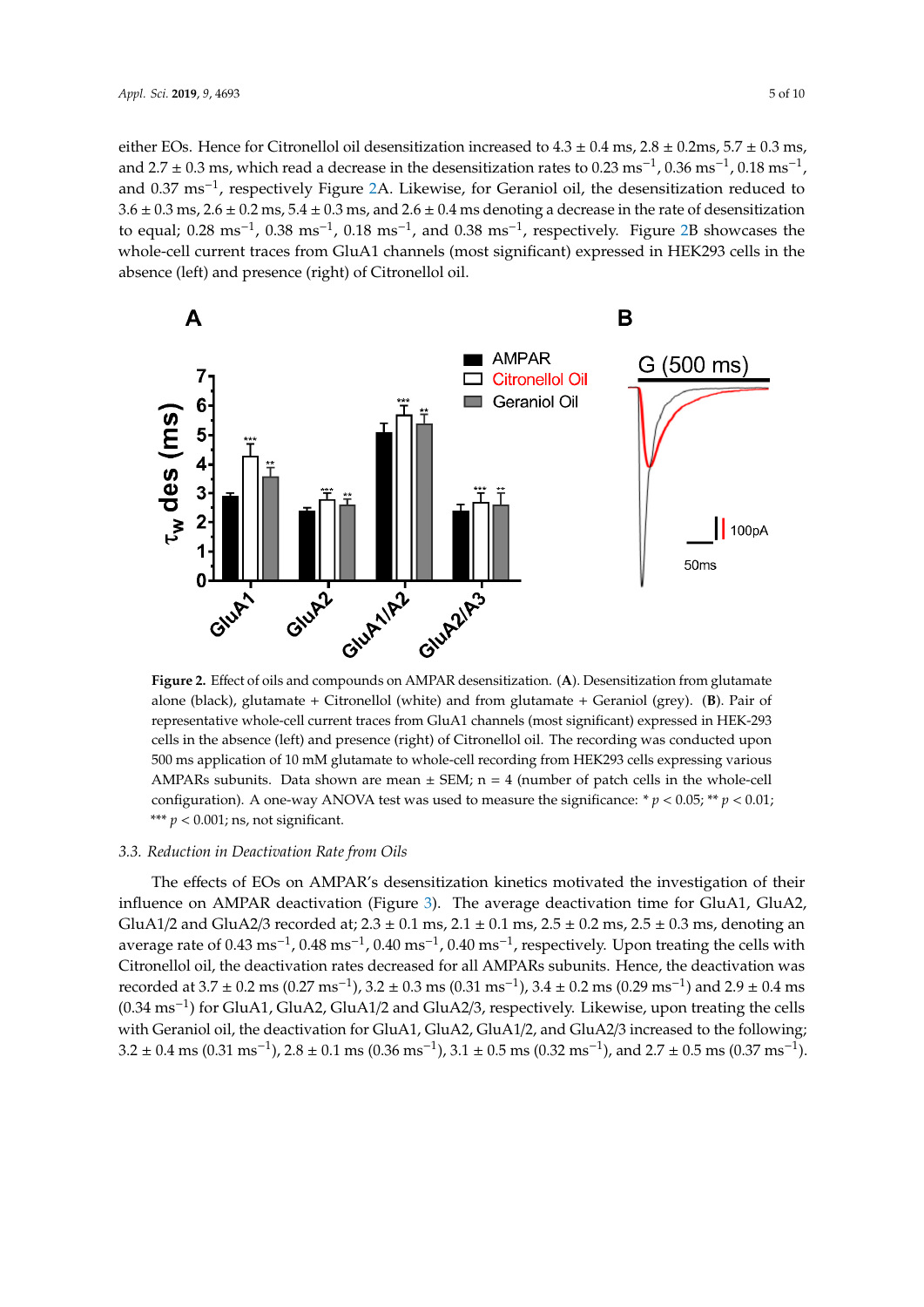either EOs. Hence for Citronellol oil desensitization increased to 4.3 ± 0.4 ms, 2.8 ± 0.2ms, 5.7 ± 0.3 ms, and 2.7 ± 0.3 ms, which read a decrease in the desensitization rates to 0.23 $ms^{-1}$, 0.36 $ms^{-1}$, 0.18 $ms^{-1}$, and 0.37 $ms^{-1}$, respectively Figure 2A. Likewise, for Geraniol oil, the desensitization reduced to 3.6 ± 0.3 ms, 2.6 ± 0.2 ms, 5.4 ± 0.3 ms, and 2.6 ± 0.4 ms denoting a decrease in the rate of desensitization to equal; 0.28 $ms^{-1}$, 0.38 $ms^{-1}$, 0.18 $ms^{-1}$, and 0.38 $ms^{-1}$, respectively. Figure 2B showcases the whole-cell current traces from GluA1 channels (most significant) expressed in HEK293 cells in the absence (left) and presence (right) of Citronellol oil.

**Figure 2.** Effect of oils and compounds on AMPAR desensitization. (**A**). Desensitization from glutamate alone (black), glutamate + Citronellol (white) and from glutamate + Geraniol (grey). (**B**). Pair of representative whole-cell current traces from GluA1 channels (most significant) expressed in HEK-293 cells in the absence (left) and presence (right) of Citronellol oil. The recording was conducted upon 500 ms application of 10 mM glutamate to whole-cell recording from HEK293 cells expressing various AMPARs subunits. Data shown are mean ± SEM; n = 4 (number of patch cells in the whole-cell configuration). A one-way ANOVA test was used to measure the significance: * $p < 0.05$; ** $p < 0.01$; *** $p < 0.001$; ns, not significant.

### 3.3. Reduction in Deactivation Rate from Oils

The effects of EOs on AMPAR's desensitization kinetics motivated the investigation of their influence on AMPAR deactivation (Figure 3). The average deactivation time for GluA1, GluA2, GluA1/2 and GluA2/3 recorded at; 2.3 ± 0.1 ms, 2.1 ± 0.1 ms, 2.5 ± 0.2 ms, 2.5 ± 0.3 ms, denoting an average rate of 0.43 $ms^{-1}$, 0.48 $ms^{-1}$, 0.40 $ms^{-1}$, 0.40 $ms^{-1}$, respectively. Upon treating the cells with Citronellol oil, the deactivation rates decreased for all AMPARs subunits. Hence, the deactivation was recorded at 3.7 ± 0.2 ms (0.27 $ms^{-1}$), 3.2 ± 0.3 ms (0.31 $ms^{-1}$), 3.4 ± 0.2 ms (0.29 $ms^{-1}$) and 2.9 ± 0.4 ms (0.34 $ms^{-1}$) for GluA1, GluA2, GluA1/2 and GluA2/3, respectively. Likewise, upon treating the cells with Geraniol oil, the deactivation for GluA1, GluA2, GluA1/2, and GluA2/3 increased to the following; 3.2 ± 0.4 ms (0.31 $ms^{-1}$), 2.8 ± 0.1 ms (0.36 $ms^{-1}$), 3.1 ± 0.5 ms (0.32 $ms^{-1}$), and 2.7 ± 0.5 ms (0.37 $ms^{-1}$).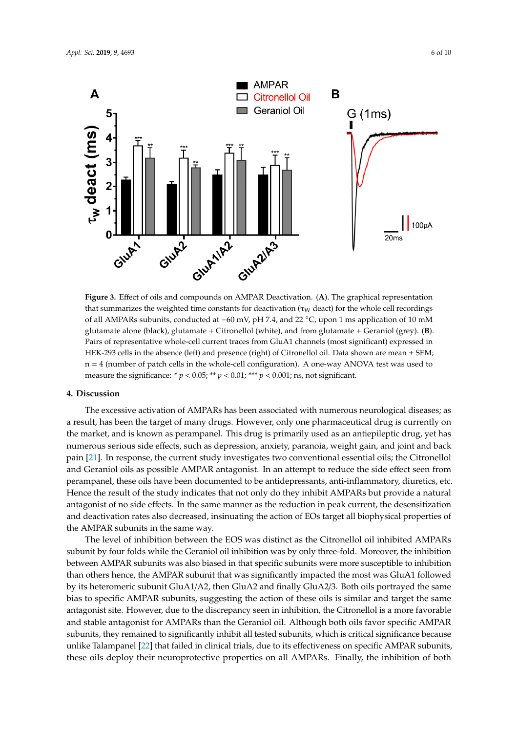**Figure 3.** Effect of oils and compounds on AMPAR Deactivation. (**A**). The graphical representation that summarizes the weighted time constants for deactivation ($\tau_W$ deact) for the whole cell recordings of all AMPARs subunits, conducted at −60 mV, pH 7.4, and 22 °C, upon 1 ms application of 10 mM glutamate alone (black), glutamate + Citronellol (white), and from glutamate + Geraniol (grey). (**B**). Pairs of representative whole-cell current traces from GluA1 channels (most significant) expressed in HEK-293 cells in the absence (left) and presence (right) of Citronellol oil. Data shown are mean ± SEM; n = 4 (number of patch cells in the whole-cell configuration). A one-way ANOVA test was used to measure the significance: * $p < 0.05$; ** $p < 0.01$; *** $p < 0.001$; ns, not significant.

## 4. Discussion

The excessive activation of AMPARs has been associated with numerous neurological diseases; as a result, has been the target of many drugs. However, only one pharmaceutical drug is currently on the market, and is known as perampanel. This drug is primarily used as an antiepileptic drug, yet has numerous serious side effects, such as depression, anxiety, paranoia, weight gain, and joint and back pain [21]. In response, the current study investigates two conventional essential oils; the Citronellol and Geraniol oils as possible AMPAR antagonist. In an attempt to reduce the side effect seen from perampanel, these oils have been documented to be antidepressants, anti-inflammatory, diuretics, etc. Hence the result of the study indicates that not only do they inhibit AMPARs but provide a natural antagonist of no side effects. In the same manner as the reduction in peak current, the desensitization and deactivation rates also decreased, insinuating the action of EOs target all biophysical properties of the AMPAR subunits in the same way.

The level of inhibition between the EOS was distinct as the Citronellol oil inhibited AMPARs subunit by four folds while the Geraniol oil inhibition was by only three-fold. Moreover, the inhibition between AMPAR subunits was also biased in that specific subunits were more susceptible to inhibition than others hence, the AMPAR subunit that was significantly impacted the most was GluA1 followed by its heteromeric subunit GluA1/A2, then GluA2 and finally GluA2/3. Both oils portrayed the same bias to specific AMPAR subunits, suggesting the action of these oils is similar and target the same antagonist site. However, due to the discrepancy seen in inhibition, the Citronellol is a more favorable and stable antagonist for AMPARs than the Geraniol oil. Although both oils favor specific AMPAR subunits, they remained to significantly inhibit all tested subunits, which is critical significance because unlike Talampanel [22] that failed in clinical trials, due to its effectiveness on specific AMPAR subunits, these oils deploy their neuroprotective properties on all AMPARs. Finally, the inhibition of both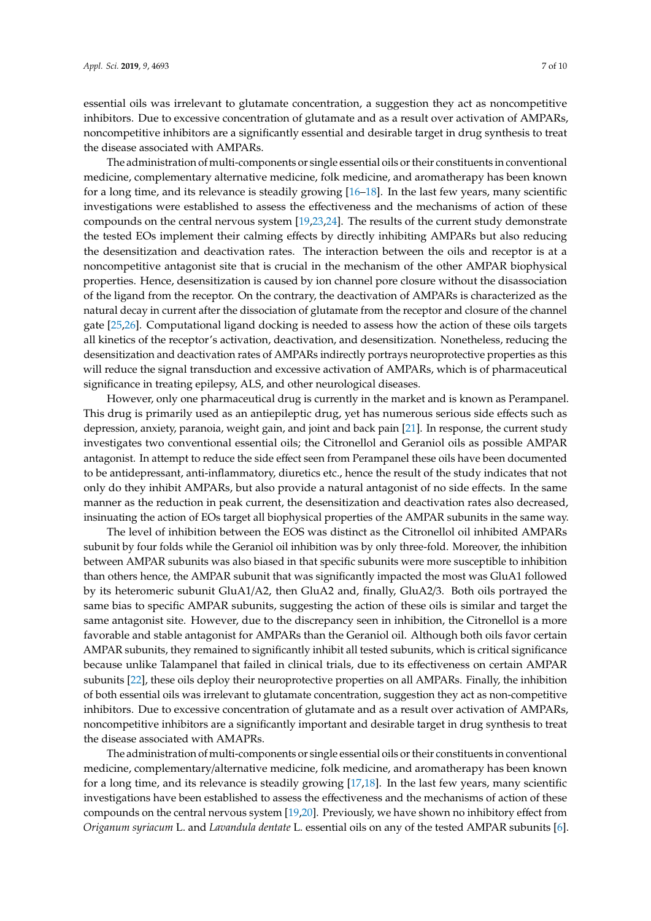essential oils was irrelevant to glutamate concentration, a suggestion they act as noncompetitive inhibitors. Due to excessive concentration of glutamate and as a result over activation of AMPARs, noncompetitive inhibitors are a significantly essential and desirable target in drug synthesis to treat the disease associated with AMPARs.

The administration of multi-components or single essential oils or their constituents in conventional medicine, complementary alternative medicine, folk medicine, and aromatherapy has been known for a long time, and its relevance is steadily growing [16–18]. In the last few years, many scientific investigations were established to assess the effectiveness and the mechanisms of action of these compounds on the central nervous system [19,23,24]. The results of the current study demonstrate the tested EOs implement their calming effects by directly inhibiting AMPARs but also reducing the desensitization and deactivation rates. The interaction between the oils and receptor is at a noncompetitive antagonist site that is crucial in the mechanism of the other AMPAR biophysical properties. Hence, desensitization is caused by ion channel pore closure without the disassociation of the ligand from the receptor. On the contrary, the deactivation of AMPARs is characterized as the natural decay in current after the dissociation of glutamate from the receptor and closure of the channel gate [25,26]. Computational ligand docking is needed to assess how the action of these oils targets all kinetics of the receptor's activation, deactivation, and desensitization. Nonetheless, reducing the desensitization and deactivation rates of AMPARs indirectly portrays neuroprotective properties as this will reduce the signal transduction and excessive activation of AMPARs, which is of pharmaceutical significance in treating epilepsy, ALS, and other neurological diseases.

However, only one pharmaceutical drug is currently in the market and is known as Perampanel. This drug is primarily used as an antiepileptic drug, yet has numerous serious side effects such as depression, anxiety, paranoia, weight gain, and joint and back pain [21]. In response, the current study investigates two conventional essential oils; the Citronellol and Geraniol oils as possible AMPAR antagonist. In attempt to reduce the side effect seen from Perampanel these oils have been documented to be antidepressant, anti-inflammatory, diuretics etc., hence the result of the study indicates that not only do they inhibit AMPARs, but also provide a natural antagonist of no side effects. In the same manner as the reduction in peak current, the desensitization and deactivation rates also decreased, insinuating the action of EOs target all biophysical properties of the AMPAR subunits in the same way.

The level of inhibition between the EOS was distinct as the Citronellol oil inhibited AMPARs subunit by four folds while the Geraniol oil inhibition was by only three-fold. Moreover, the inhibition between AMPAR subunits was also biased in that specific subunits were more susceptible to inhibition than others hence, the AMPAR subunit that was significantly impacted the most was GluA1 followed by its heteromeric subunit GluA1/A2, then GluA2 and, finally, GluA2/3. Both oils portrayed the same bias to specific AMPAR subunits, suggesting the action of these oils is similar and target the same antagonist site. However, due to the discrepancy seen in inhibition, the Citronellol is a more favorable and stable antagonist for AMPARs than the Geraniol oil. Although both oils favor certain AMPAR subunits, they remained to significantly inhibit all tested subunits, which is critical significance because unlike Talampanel that failed in clinical trials, due to its effectiveness on certain AMPAR subunits [22], these oils deploy their neuroprotective properties on all AMPARs. Finally, the inhibition of both essential oils was irrelevant to glutamate concentration, suggestion they act as non-competitive inhibitors. Due to excessive concentration of glutamate and as a result over activation of AMPARs, noncompetitive inhibitors are a significantly important and desirable target in drug synthesis to treat the disease associated with AMAPRs.

The administration of multi-components or single essential oils or their constituents in conventional medicine, complementary/alternative medicine, folk medicine, and aromatherapy has been known for a long time, and its relevance is steadily growing [17,18]. In the last few years, many scientific investigations have been established to assess the effectiveness and the mechanisms of action of these compounds on the central nervous system [19,20]. Previously, we have shown no inhibitory effect from *Origanum syriacum* L. and *Lavandula dentate* L. essential oils on any of the tested AMPAR subunits [6].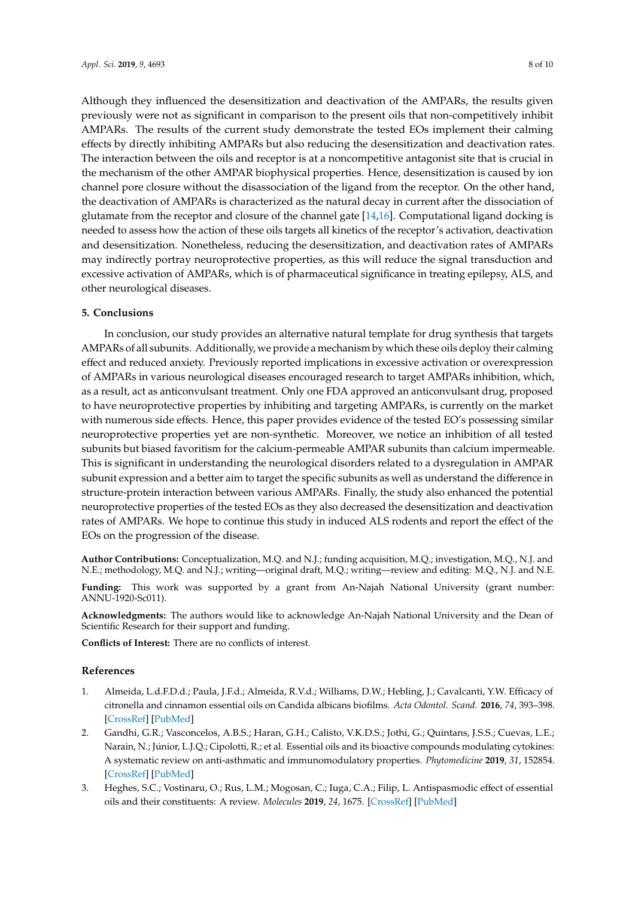Although they influenced the desensitization and deactivation of the AMPARs, the results given previously were not as significant in comparison to the present oils that non-competitively inhibit AMPARs. The results of the current study demonstrate the tested EOs implement their calming effects by directly inhibiting AMPARs but also reducing the desensitization and deactivation rates. The interaction between the oils and receptor is at a noncompetitive antagonist site that is crucial in the mechanism of the other AMPAR biophysical properties. Hence, desensitization is caused by ion channel pore closure without the disassociation of the ligand from the receptor. On the other hand, the deactivation of AMPARs is characterized as the natural decay in current after the dissociation of glutamate from the receptor and closure of the channel gate [14,16]. Computational ligand docking is needed to assess how the action of these oils targets all kinetics of the receptor's activation, deactivation and desensitization. Nonetheless, reducing the desensitization, and deactivation rates of AMPARs may indirectly portray neuroprotective properties, as this will reduce the signal transduction and excessive activation of AMPARs, which is of pharmaceutical significance in treating epilepsy, ALS, and other neurological diseases.

## 5. Conclusions

In conclusion, our study provides an alternative natural template for drug synthesis that targets AMPARs of all subunits. Additionally, we provide a mechanism by which these oils deploy their calming effect and reduced anxiety. Previously reported implications in excessive activation or overexpression of AMPARs in various neurological diseases encouraged research to target AMPARs inhibition, which, as a result, act as anticonvulsant treatment. Only one FDA approved an anticonvulsant drug, proposed to have neuroprotective properties by inhibiting and targeting AMPARs, is currently on the market with numerous side effects. Hence, this paper provides evidence of the tested EO's possessing similar neuroprotective properties yet are non-synthetic. Moreover, we notice an inhibition of all tested subunits but biased favoritism for the calcium-permeable AMPAR subunits than calcium impermeable. This is significant in understanding the neurological disorders related to a dysregulation in AMPAR subunit expression and a better aim to target the specific subunits as well as understand the difference in structure-protein interaction between various AMPARs. Finally, the study also enhanced the potential neuroprotective properties of the tested EOs as they also decreased the desensitization and deactivation rates of AMPARs. We hope to continue this study in induced ALS rodents and report the effect of the EOs on the progression of the disease.

**Author Contributions:** Conceptualization, M.Q. and N.J.; funding acquisition, M.Q.; investigation, M.Q., N.J. and N.E.; methodology, M.Q. and N.J.; writing—original draft, M.Q.; writing—review and editing: M.Q., N.J. and N.E.

**Funding:** This work was supported by a grant from An-Najah National University (grant number: ANNU-1920-Sc011).

**Acknowledgments:** The authors would like to acknowledge An-Najah National University and the Dean of Scientific Research for their support and funding.

**Conflicts of Interest:** There are no conflicts of interest.

## References

1. Almeida, L.d.F.D.d.; Paula, J.F.d.; Almeida, R.V.d.; Williams, D.W.; Hebling, J.; Cavalcanti, Y.W. Efficacy of citronella and cinnamon essential oils on Candida albicans biofilms. *Acta Odontol. Scand.* **2016**, *74*, 393–398. [CrossRef] [PubMed]
2. Gandhi, G.R.; Vasconcelos, A.B.S.; Haran, G.H.; Calisto, V.K.D.S.; Jothi, G.; Quintans, J.S.S.; Cuevas, L.E.; Narain, N.; Júnior, L.J.Q.; Cipolotti, R.; et al. Essential oils and its bioactive compounds modulating cytokines: A systematic review on anti-asthmatic and immunomodulatory properties. *Phytomedicine* **2019**, *31*, 152854. [CrossRef] [PubMed]
3. Heghes, S.C.; Vostinaru, O.; Rus, L.M.; Mogosan, C.; Iuga, C.A.; Filip, L. Antispasmodic effect of essential oils and their constituents: A review. *Molecules* **2019**, *24*, 1675. [CrossRef] [PubMed]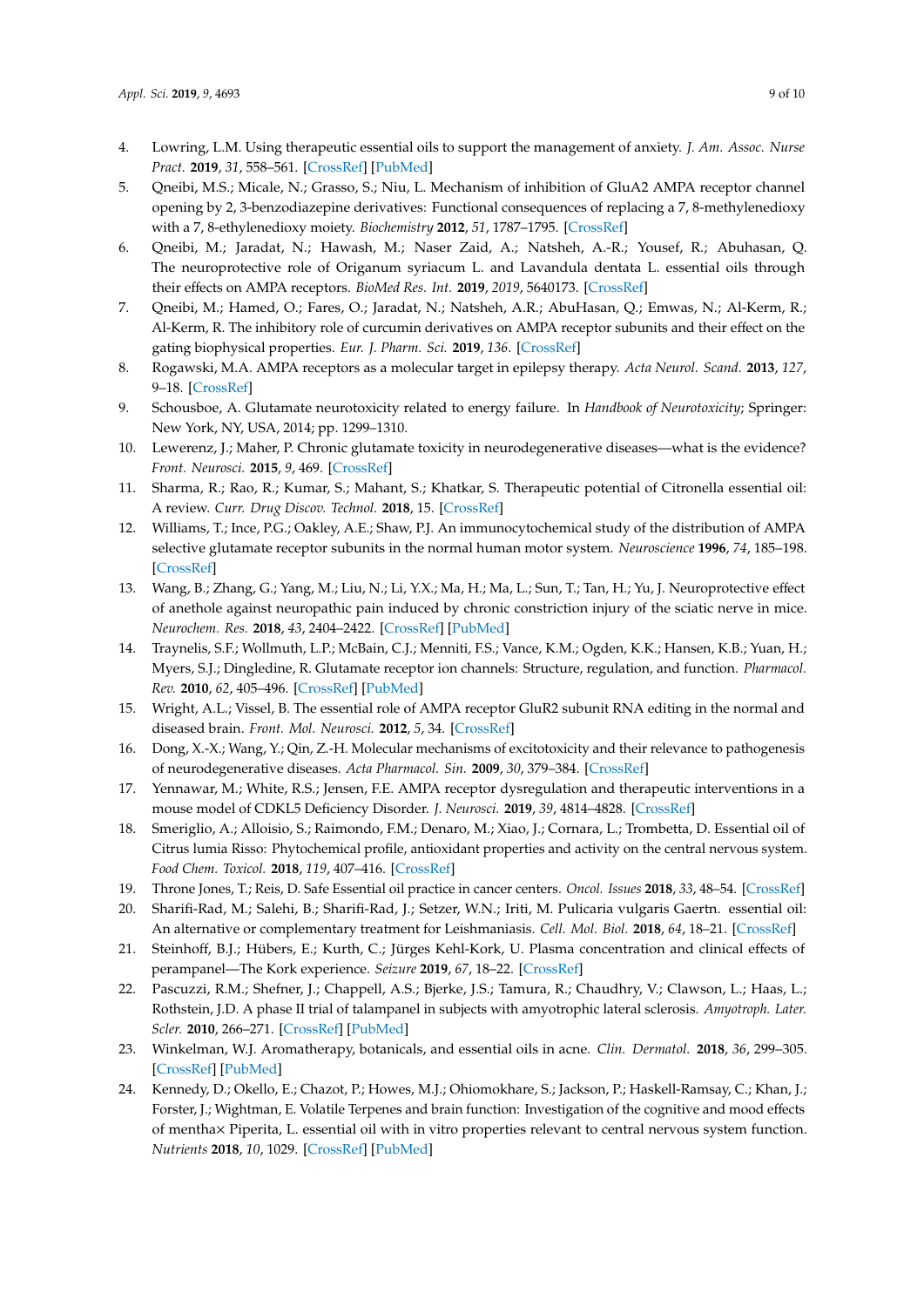4. Lowring, L.M. Using therapeutic essential oils to support the management of anxiety. *J. Am. Assoc. Nurse Pract.* **2019**, *31*, 558–561. [CrossRef] [PubMed]
5. Qneibi, M.S.; Micale, N.; Grasso, S.; Niu, L. Mechanism of inhibition of GluA2 AMPA receptor channel opening by 2, 3-benzodiazepine derivatives: Functional consequences of replacing a 7, 8-methylenedioxy with a 7, 8-ethylenedioxy moiety. *Biochemistry* **2012**, *51*, 1787–1795. [CrossRef]
6. Qneibi, M.; Jaradat, N.; Hawash, M.; Naser Zaid, A.; Natsheh, A.-R.; Yousef, R.; Abuhasan, Q. The neuroprotective role of Origanum syriacum L. and Lavandula dentata L. essential oils through their effects on AMPA receptors. *BioMed Res. Int.* **2019**, *2019*, 5640173. [CrossRef]
7. Qneibi, M.; Hamed, O.; Fares, O.; Jaradat, N.; Natsheh, A.R.; AbuHasan, Q.; Emwas, N.; Al-Kerm, R.; Al-Kerm, R. The inhibitory role of curcumin derivatives on AMPA receptor subunits and their effect on the gating biophysical properties. *Eur. J. Pharm. Sci.* **2019**, *136*. [CrossRef]
8. Rogawski, M.A. AMPA receptors as a molecular target in epilepsy therapy. *Acta Neurol. Scand.* **2013**, *127*, 9–18. [CrossRef]
9. Schousboe, A. Glutamate neurotoxicity related to energy failure. In *Handbook of Neurotoxicity*; Springer: New York, NY, USA, 2014; pp. 1299–1310.
10. Lewerenz, J.; Maher, P. Chronic glutamate toxicity in neurodegenerative diseases—what is the evidence? *Front. Neurosci.* **2015**, *9*, 469. [CrossRef]
11. Sharma, R.; Rao, R.; Kumar, S.; Mahant, S.; Khatkar, S. Therapeutic potential of Citronella essential oil: A review. *Curr. Drug Discov. Technol.* **2018**, 15. [CrossRef]
12. Williams, T.; Ince, P.G.; Oakley, A.E.; Shaw, P.J. An immunocytochemical study of the distribution of AMPA selective glutamate receptor subunits in the normal human motor system. *Neuroscience* **1996**, *74*, 185–198. [CrossRef]
13. Wang, B.; Zhang, G.; Yang, M.; Liu, N.; Li, Y.X.; Ma, H.; Ma, L.; Sun, T.; Tan, H.; Yu, J. Neuroprotective effect of anethole against neuropathic pain induced by chronic constriction injury of the sciatic nerve in mice. *Neurochem. Res.* **2018**, *43*, 2404–2422. [CrossRef] [PubMed]
14. Traynelis, S.F.; Wollmuth, L.P.; McBain, C.J.; Menniti, F.S.; Vance, K.M.; Ogden, K.K.; Hansen, K.B.; Yuan, H.; Myers, S.J.; Dingledine, R. Glutamate receptor ion channels: Structure, regulation, and function. *Pharmacol. Rev.* **2010**, *62*, 405–496. [CrossRef] [PubMed]
15. Wright, A.L.; Vissel, B. The essential role of AMPA receptor GluR2 subunit RNA editing in the normal and diseased brain. *Front. Mol. Neurosci.* **2012**, *5*, 34. [CrossRef]
16. Dong, X.-X.; Wang, Y.; Qin, Z.-H. Molecular mechanisms of excitotoxicity and their relevance to pathogenesis of neurodegenerative diseases. *Acta Pharmacol. Sin.* **2009**, *30*, 379–384. [CrossRef]
17. Yennawar, M.; White, R.S.; Jensen, F.E. AMPA receptor dysregulation and therapeutic interventions in a mouse model of CDKL5 Deficiency Disorder. *J. Neurosci.* **2019**, *39*, 4814–4828. [CrossRef]
18. Smeriglio, A.; Alloisio, S.; Raimondo, F.M.; Denaro, M.; Xiao, J.; Cornara, L.; Trombetta, D. Essential oil of Citrus lumia Risso: Phytochemical profile, antioxidant properties and activity on the central nervous system. *Food Chem. Toxicol.* **2018**, *119*, 407–416. [CrossRef]
19. Throne Jones, T.; Reis, D. Safe Essential oil practice in cancer centers. *Oncol. Issues* **2018**, *33*, 48–54. [CrossRef]
20. Sharifi-Rad, M.; Salehi, B.; Sharifi-Rad, J.; Setzer, W.N.; Iriti, M. Pulicaria vulgaris Gaertn. essential oil: An alternative or complementary treatment for Leishmaniasis. *Cell. Mol. Biol.* **2018**, *64*, 18–21. [CrossRef]
21. Steinhoff, B.J.; Hübers, E.; Kurth, C.; Jürges Kehl-Kork, U. Plasma concentration and clinical effects of perampanel—The Kork experience. *Seizure* **2019**, *67*, 18–22. [CrossRef]
22. Pascuzzi, R.M.; Shefner, J.; Chappell, A.S.; Bjerke, J.S.; Tamura, R.; Chaudhry, V.; Clawson, L.; Haas, L.; Rothstein, J.D. A phase II trial of talampanel in subjects with amyotrophic lateral sclerosis. *Amyotroph. Later. Scler.* **2010**, 266–271. [CrossRef] [PubMed]
23. Winkelman, W.J. Aromatherapy, botanicals, and essential oils in acne. *Clin. Dermatol.* **2018**, *36*, 299–305. [CrossRef] [PubMed]
24. Kennedy, D.; Okello, E.; Chazot, P.; Howes, M.J.; Ohiomokhare, S.; Jackson, P.; Haskell-Ramsay, C.; Khan, J.; Forster, J.; Wightman, E. Volatile Terpenes and brain function: Investigation of the cognitive and mood effects of mentha× Piperita, L. essential oil with in vitro properties relevant to central nervous system function. *Nutrients* **2018**, *10*, 1029. [CrossRef] [PubMed]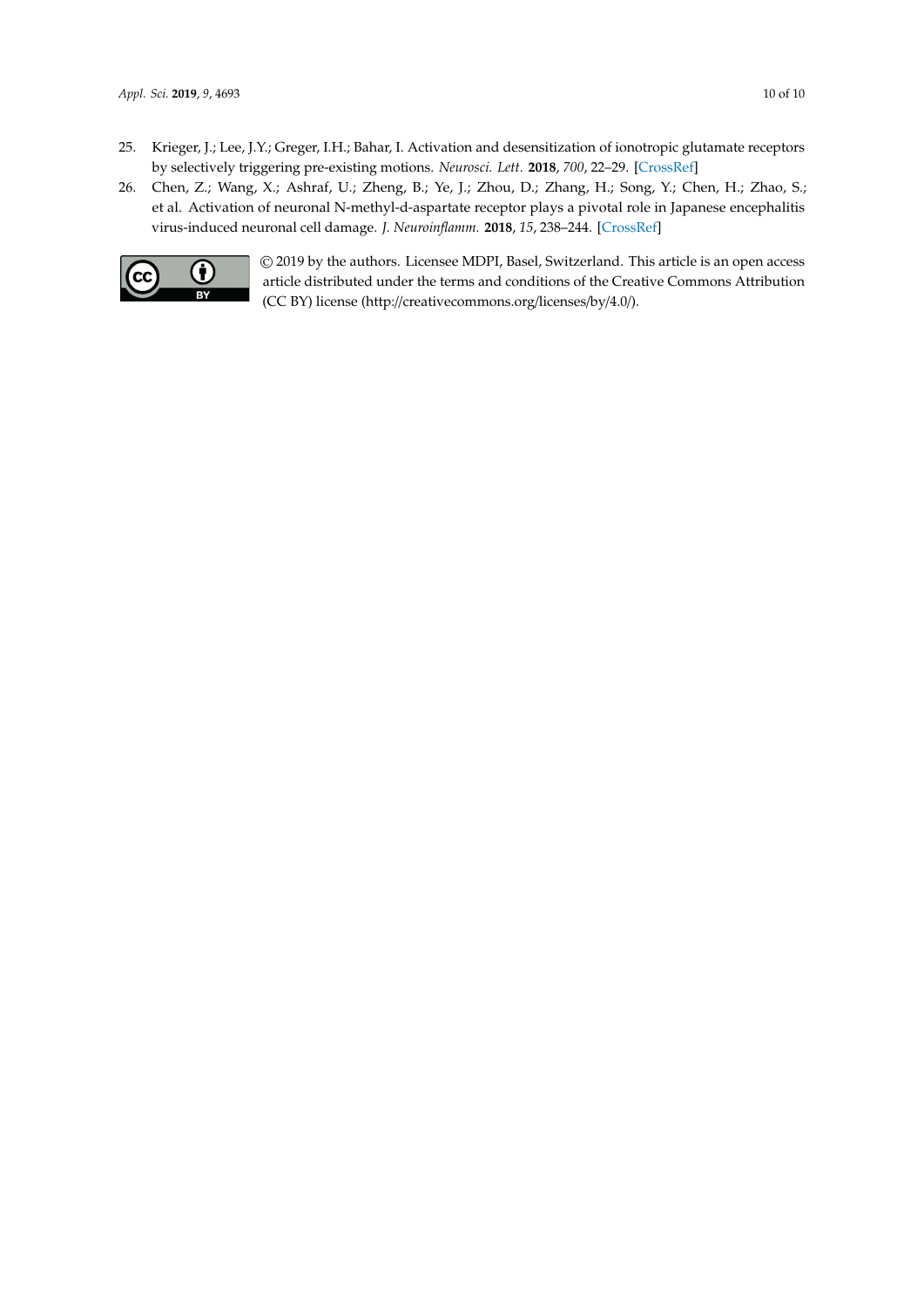25. Krieger, J.; Lee, J.Y.; Greger, I.H.; Bahar, I. Activation and desensitization of ionotropic glutamate receptors by selectively triggering pre-existing motions. *Neurosci. Lett.* **2018**, *700*, 22–29. [CrossRef]
26. Chen, Z.; Wang, X.; Ashraf, U.; Zheng, B.; Ye, J.; Zhou, D.; Zhang, H.; Song, Y.; Chen, H.; Zhao, S.; et al. Activation of neuronal N-methyl-d-aspartate receptor plays a pivotal role in Japanese encephalitis virus-induced neuronal cell damage. *J. Neuroinflamm.* **2018**, *15*, 238–244. [CrossRef]

© 2019 by the authors. Licensee MDPI, Basel, Switzerland. This article is an open access article distributed under the terms and conditions of the Creative Commons Attribution (CC BY) license (http://creativecommons.org/licenses/by/4.0/).